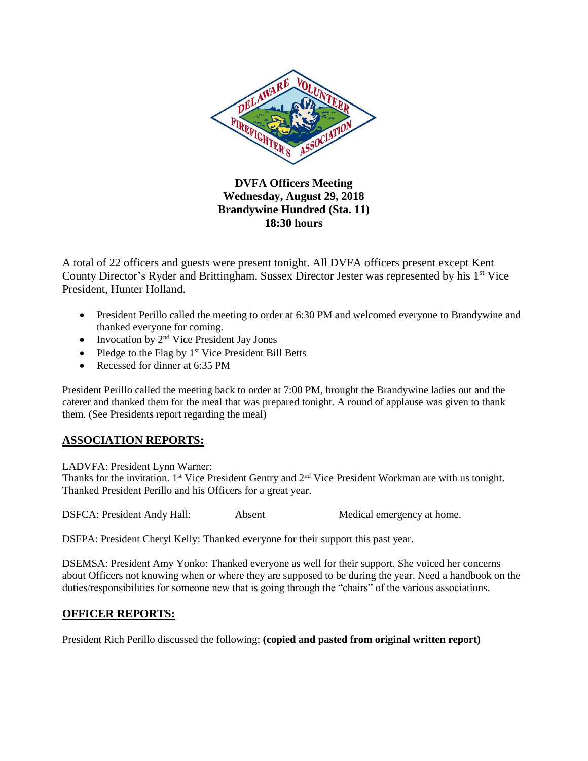**DVFA Officers Meeting**
**Wednesday, August 29, 2018**
**Brandywine Hundred (Sta. 11)**
**18:30 hours**

A total of 22 officers and guests were present tonight. All DVFA officers present except Kent County Director's Ryder and Brittingham. Sussex Director Jester was represented by his 1st Vice President, Hunter Holland.

- President Perillo called the meeting to order at 6:30 PM and welcomed everyone to Brandywine and thanked everyone for coming.
- Invocation by 2nd Vice President Jay Jones
- Pledge to the Flag by 1st Vice President Bill Betts
- Recessed for dinner at 6:35 PM

President Perillo called the meeting back to order at 7:00 PM, brought the Brandywine ladies out and the caterer and thanked them for the meal that was prepared tonight. A round of applause was given to thank them. (See Presidents report regarding the meal)

## ASSOCIATION REPORTS:

LADVFA: President Lynn Warner:
Thanks for the invitation. 1st Vice President Gentry and 2nd Vice President Workman are with us tonight. Thanked President Perillo and his Officers for a great year.

DSFCA: President Andy Hall: Absent Medical emergency at home.

DSFPA: President Cheryl Kelly: Thanked everyone for their support this past year.

DSEMSA: President Amy Yonko: Thanked everyone as well for their support. She voiced her concerns about Officers not knowing when or where they are supposed to be during the year. Need a handbook on the duties/responsibilities for someone new that is going through the "chairs" of the various associations.

## OFFICER REPORTS:

President Rich Perillo discussed the following: **(copied and pasted from original written report)**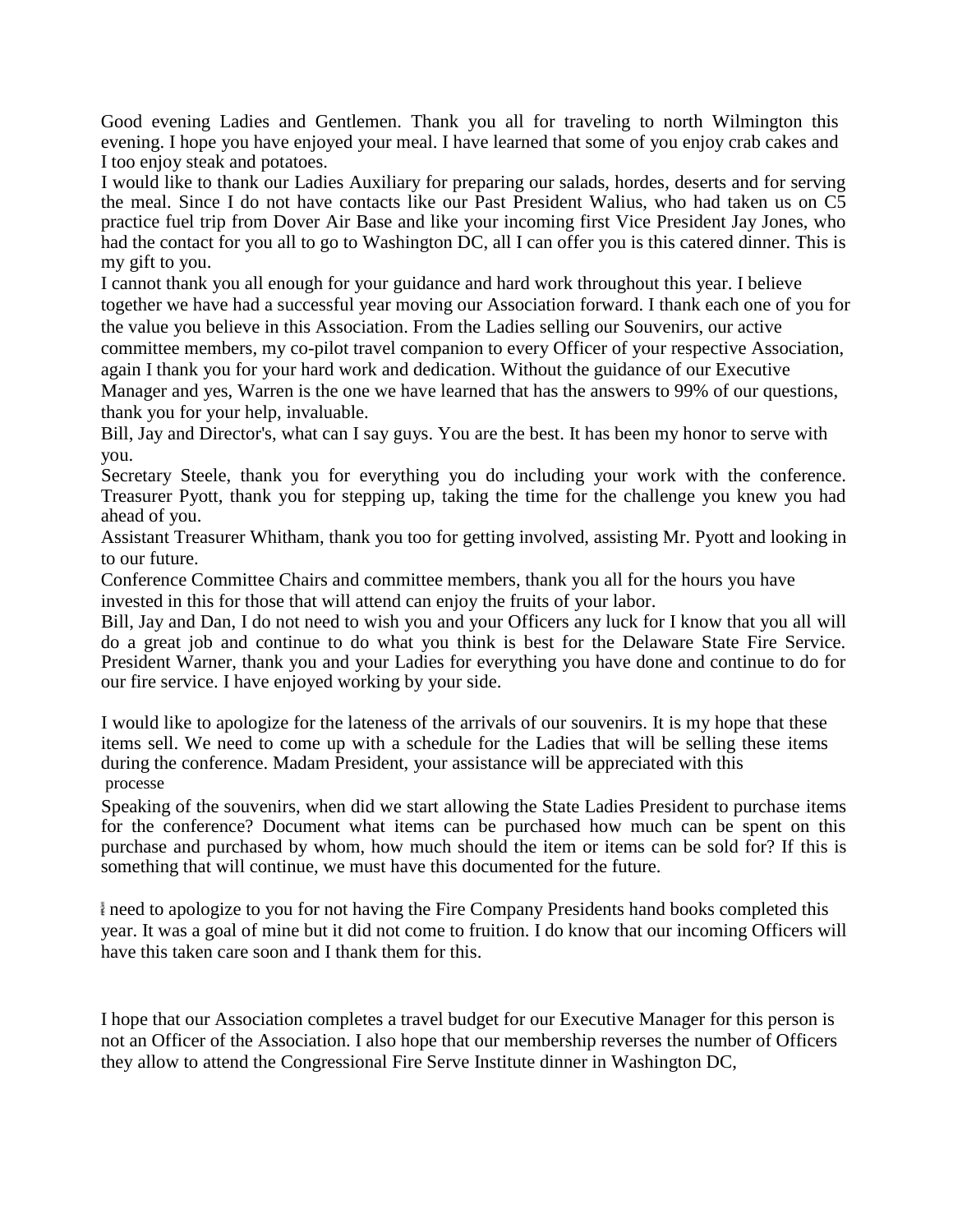Good evening Ladies and Gentlemen. Thank you all for traveling to north Wilmington this evening. I hope you have enjoyed your meal. I have learned that some of you enjoy crab cakes and I too enjoy steak and potatoes.

I would like to thank our Ladies Auxiliary for preparing our salads, hordes, deserts and for serving the meal. Since I do not have contacts like our Past President Walius, who had taken us on C5 practice fuel trip from Dover Air Base and like your incoming first Vice President Jay Jones, who had the contact for you all to go to Washington DC, all I can offer you is this catered dinner. This is my gift to you.

I cannot thank you all enough for your guidance and hard work throughout this year. I believe together we have had a successful year moving our Association forward. I thank each one of you for the value you believe in this Association. From the Ladies selling our Souvenirs, our active committee members, my co-pilot travel companion to every Officer of your respective Association, again I thank you for your hard work and dedication. Without the guidance of our Executive Manager and yes, Warren is the one we have learned that has the answers to 99% of our questions, thank you for your help, invaluable.

Bill, Jay and Director's, what can I say guys. You are the best. It has been my honor to serve with you.

Secretary Steele, thank you for everything you do including your work with the conference. Treasurer Pyott, thank you for stepping up, taking the time for the challenge you knew you had ahead of you.

Assistant Treasurer Whitham, thank you too for getting involved, assisting Mr. Pyott and looking in to our future.

Conference Committee Chairs and committee members, thank you all for the hours you have invested in this for those that will attend can enjoy the fruits of your labor.

Bill, Jay and Dan, I do not need to wish you and your Officers any luck for I know that you all will do a great job and continue to do what you think is best for the Delaware State Fire Service. President Warner, thank you and your Ladies for everything you have done and continue to do for our fire service. I have enjoyed working by your side.

I would like to apologize for the lateness of the arrivals of our souvenirs. It is my hope that these items sell. We need to come up with a schedule for the Ladies that will be selling these items during the conference. Madam President, your assistance will be appreciated with this processe

Speaking of the souvenirs, when did we start allowing the State Ladies President to purchase items for the conference? Document what items can be purchased how much can be spent on this purchase and purchased by whom, how much should the item or items can be sold for? If this is something that will continue, we must have this documented for the future.

I need to apologize to you for not having the Fire Company Presidents hand books completed this year. It was a goal of mine but it did not come to fruition. I do know that our incoming Officers will have this taken care soon and I thank them for this.

I hope that our Association completes a travel budget for our Executive Manager for this person is not an Officer of the Association. I also hope that our membership reverses the number of Officers they allow to attend the Congressional Fire Serve Institute dinner in Washington DC,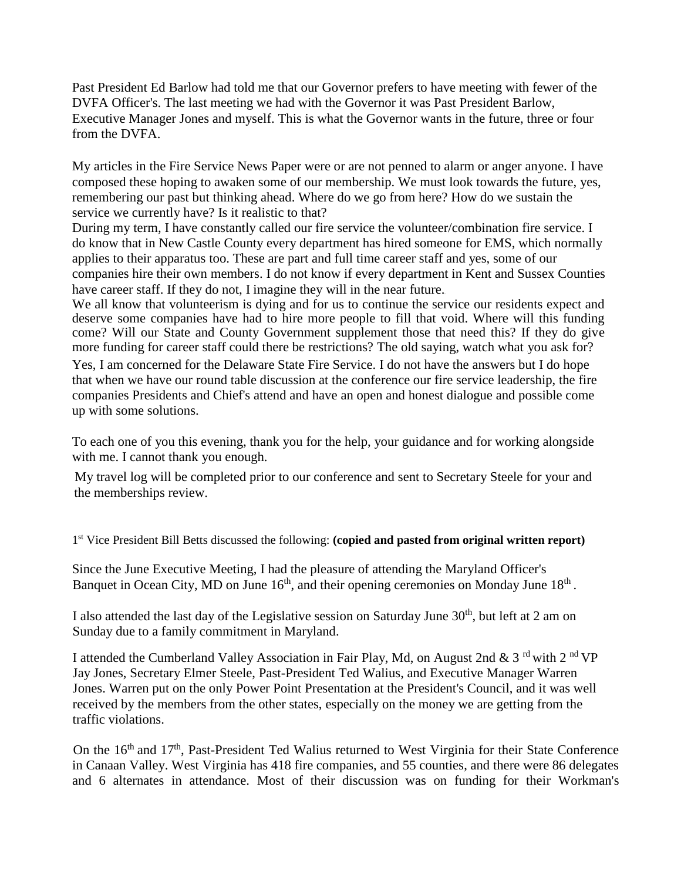Past President Ed Barlow had told me that our Governor prefers to have meeting with fewer of the DVFA Officer's. The last meeting we had with the Governor it was Past President Barlow, Executive Manager Jones and myself. This is what the Governor wants in the future, three or four from the DVFA.

My articles in the Fire Service News Paper were or are not penned to alarm or anger anyone. I have composed these hoping to awaken some of our membership. We must look towards the future, yes, remembering our past but thinking ahead. Where do we go from here? How do we sustain the service we currently have? Is it realistic to that?
During my term, I have constantly called our fire service the volunteer/combination fire service. I do know that in New Castle County every department has hired someone for EMS, which normally applies to their apparatus too. These are part and full time career staff and yes, some of our companies hire their own members. I do not know if every department in Kent and Sussex Counties have career staff. If they do not, I imagine they will in the near future.
We all know that volunteerism is dying and for us to continue the service our residents expect and deserve some companies have had to hire more people to fill that void. Where will this funding come? Will our State and County Government supplement those that need this? If they do give more funding for career staff could there be restrictions? The old saying, watch what you ask for?
Yes, I am concerned for the Delaware State Fire Service. I do not have the answers but I do hope that when we have our round table discussion at the conference our fire service leadership, the fire companies Presidents and Chief's attend and have an open and honest dialogue and possible come up with some solutions.

To each one of you this evening, thank you for the help, your guidance and for working alongside with me. I cannot thank you enough.

My travel log will be completed prior to our conference and sent to Secretary Steele for your and the memberships review.

1st Vice President Bill Betts discussed the following: **(copied and pasted from original written report)**

Since the June Executive Meeting, I had the pleasure of attending the Maryland Officer's Banquet in Ocean City, MD on June 16th, and their opening ceremonies on Monday June 18th.

I also attended the last day of the Legislative session on Saturday June 30th, but left at 2 am on Sunday due to a family commitment in Maryland.

I attended the Cumberland Valley Association in Fair Play, Md, on August 2nd & 3rd with 2nd VP Jay Jones, Secretary Elmer Steele, Past-President Ted Walius, and Executive Manager Warren Jones. Warren put on the only Power Point Presentation at the President's Council, and it was well received by the members from the other states, especially on the money we are getting from the traffic violations.

On the 16th and 17th, Past-President Ted Walius returned to West Virginia for their State Conference in Canaan Valley. West Virginia has 418 fire companies, and 55 counties, and there were 86 delegates and 6 alternates in attendance. Most of their discussion was on funding for their Workman's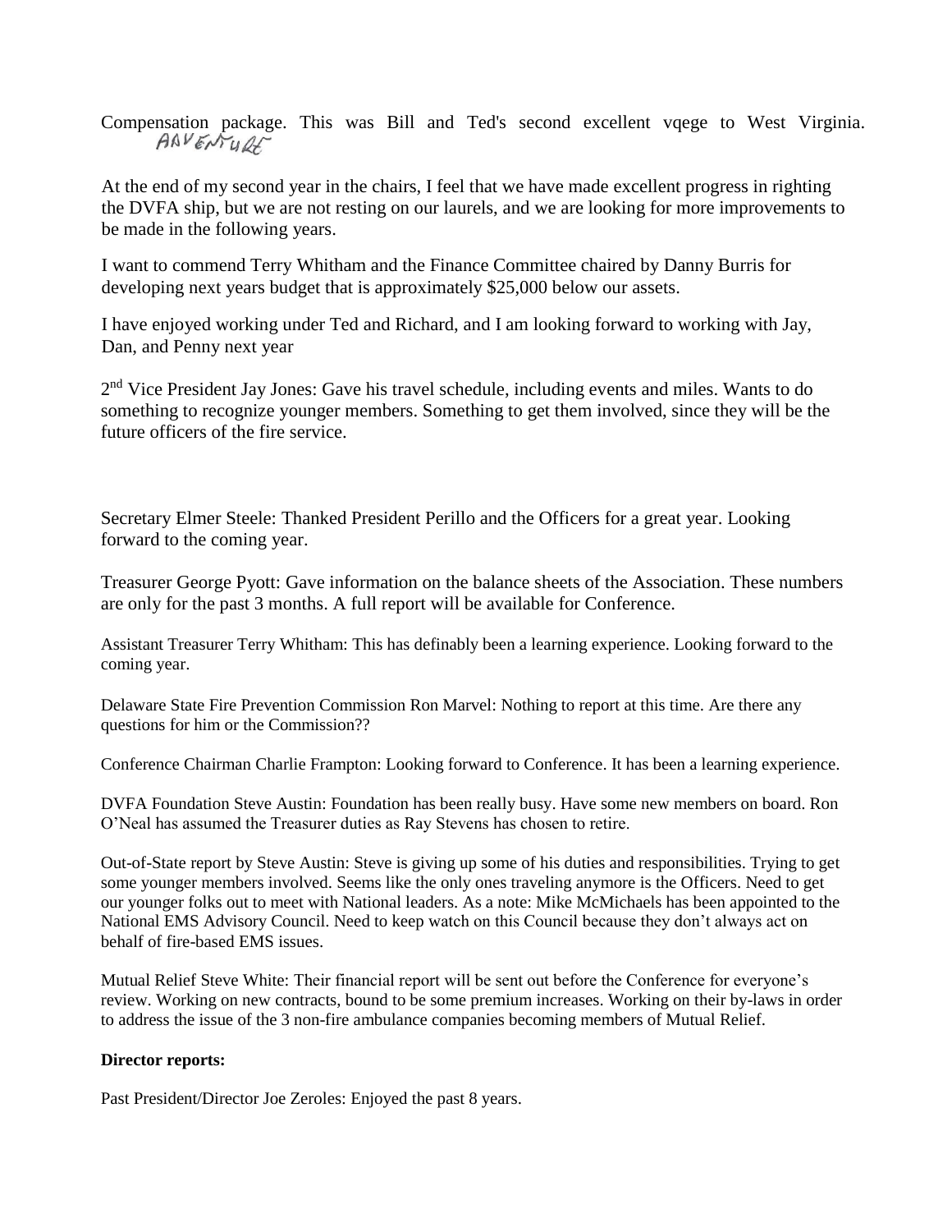Compensation package. This was Bill and Ted's second excellent vqege to West Virginia. ADVENTURE

At the end of my second year in the chairs, I feel that we have made excellent progress in righting the DVFA ship, but we are not resting on our laurels, and we are looking for more improvements to be made in the following years.

I want to commend Terry Whitham and the Finance Committee chaired by Danny Burris for developing next years budget that is approximately $25,000 below our assets.

I have enjoyed working under Ted and Richard, and I am looking forward to working with Jay, Dan, and Penny next year

2nd Vice President Jay Jones: Gave his travel schedule, including events and miles. Wants to do something to recognize younger members. Something to get them involved, since they will be the future officers of the fire service.

Secretary Elmer Steele: Thanked President Perillo and the Officers for a great year. Looking forward to the coming year.

Treasurer George Pyott: Gave information on the balance sheets of the Association. These numbers are only for the past 3 months. A full report will be available for Conference.

Assistant Treasurer Terry Whitham: This has definably been a learning experience. Looking forward to the coming year.

Delaware State Fire Prevention Commission Ron Marvel: Nothing to report at this time. Are there any questions for him or the Commission??

Conference Chairman Charlie Frampton: Looking forward to Conference. It has been a learning experience.

DVFA Foundation Steve Austin: Foundation has been really busy. Have some new members on board. Ron O'Neal has assumed the Treasurer duties as Ray Stevens has chosen to retire.

Out-of-State report by Steve Austin: Steve is giving up some of his duties and responsibilities. Trying to get some younger members involved. Seems like the only ones traveling anymore is the Officers. Need to get our younger folks out to meet with National leaders. As a note: Mike McMichaels has been appointed to the National EMS Advisory Council. Need to keep watch on this Council because they don't always act on behalf of fire-based EMS issues.

Mutual Relief Steve White: Their financial report will be sent out before the Conference for everyone's review. Working on new contracts, bound to be some premium increases. Working on their by-laws in order to address the issue of the 3 non-fire ambulance companies becoming members of Mutual Relief.

**Director reports:**

Past President/Director Joe Zeroles: Enjoyed the past 8 years.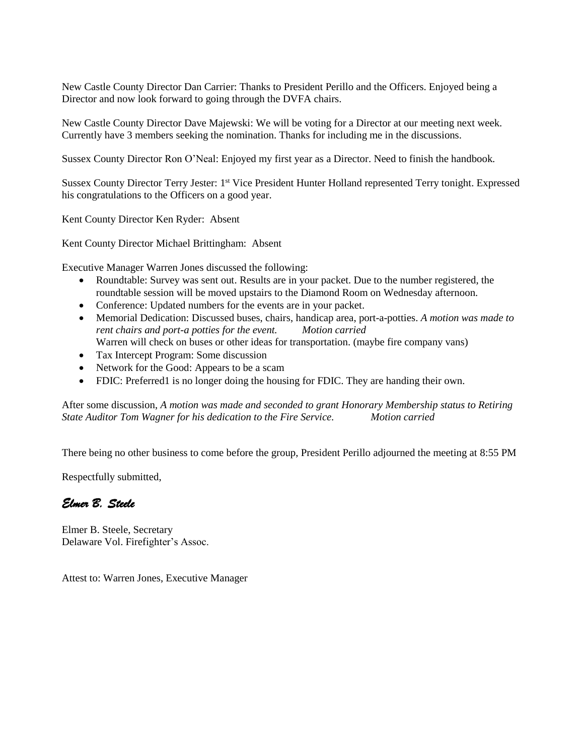New Castle County Director Dan Carrier: Thanks to President Perillo and the Officers. Enjoyed being a Director and now look forward to going through the DVFA chairs.

New Castle County Director Dave Majewski: We will be voting for a Director at our meeting next week. Currently have 3 members seeking the nomination. Thanks for including me in the discussions.

Sussex County Director Ron O'Neal: Enjoyed my first year as a Director. Need to finish the handbook.

Sussex County Director Terry Jester: 1st Vice President Hunter Holland represented Terry tonight. Expressed his congratulations to the Officers on a good year.

Kent County Director Ken Ryder: Absent

Kent County Director Michael Brittingham: Absent

Executive Manager Warren Jones discussed the following:

- Roundtable: Survey was sent out. Results are in your packet. Due to the number registered, the roundtable session will be moved upstairs to the Diamond Room on Wednesday afternoon.
- Conference: Updated numbers for the events are in your packet.
- Memorial Dedication: Discussed buses, chairs, handicap area, port-a-potties. *A motion was made to rent chairs and port-a potties for the event.* *Motion carried*
  Warren will check on buses or other ideas for transportation. (maybe fire company vans)
- Tax Intercept Program: Some discussion
- Network for the Good: Appears to be a scam
- FDIC: Preferred1 is no longer doing the housing for FDIC. They are handing their own.

After some discussion, *A motion was made and seconded to grant Honorary Membership status to Retiring State Auditor Tom Wagner for his dedication to the Fire Service.* *Motion carried*

There being no other business to come before the group, President Perillo adjourned the meeting at 8:55 PM

Respectfully submitted,

*Elmer B. Steele*

Elmer B. Steele, Secretary
Delaware Vol. Firefighter's Assoc.

Attest to: Warren Jones, Executive Manager